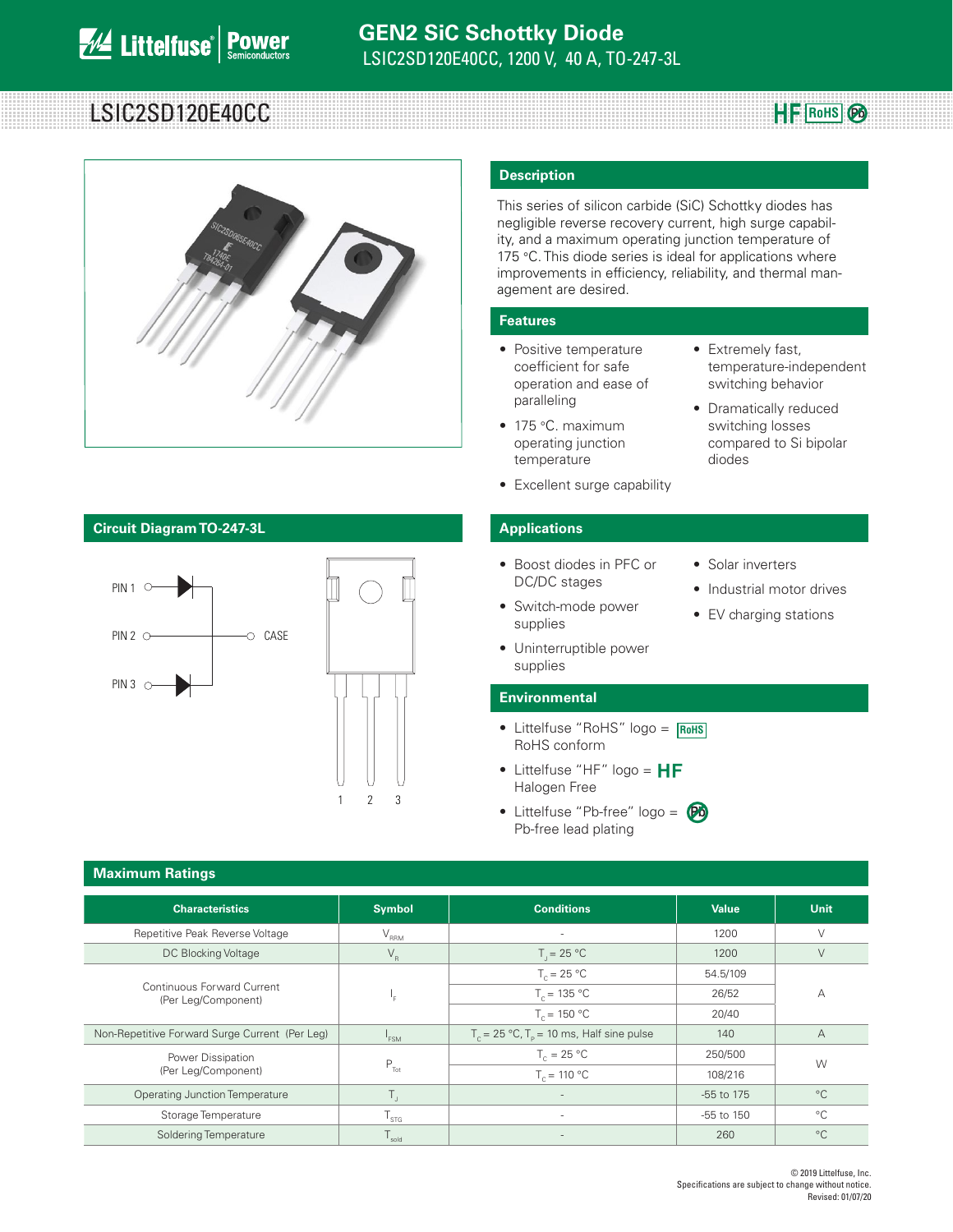# GEN2 SiC Schottky Diode

LSIC2SD120E40CC, 1200 V, 40 A, TO-247-3L

## LSIC2SD120E40CC

HF RoHS Pb

## Description

This series of silicon carbide (SiC) Schottky diodes has negligible reverse recovery current, high surge capability, and a maximum operating junction temperature of 175 °C. This diode series is ideal for applications where improvements in efficiency, reliability, and thermal management are desired.

## Features

- Positive temperature coefficient for safe operation and ease of paralleling
- 175 °C. maximum operating junction temperature
- Excellent surge capability
- Extremely fast, temperature-independent switching behavior
- Dramatically reduced switching losses compared to Si bipolar diodes

## Circuit Diagram TO-247-3L

PIN 1

PIN 2

PIN 3

CASE

1 2 3

## Applications

- Boost diodes in PFC or DC/DC stages
- Switch-mode power supplies
- Uninterruptible power supplies
- Solar inverters
- Industrial motor drives
- EV charging stations

## Environmental

- Littelfuse "RoHS" logo = RoHS conform
- Littelfuse "HF" logo = **HF** Halogen Free
- Littelfuse "Pb-free" logo = Pb-free lead plating

## Maximum Ratings

| Characteristics | Symbol | Conditions | Value | Unit |
|---|---|---|---|---|
| Repetitive Peak Reverse Voltage | $V_{RRM}$ | - | 1200 | V |
| DC Blocking Voltage | $V_R$ | $T_J$ = 25 °C | 1200 | V |
| Continuous Forward Current (Per Leg/Component) | $I_F$ | $T_C$ = 25 °C | 54.5/109 | A |
| | | $T_C$ = 135 °C | 26/52 | |
| | | $T_C$ = 150 °C | 20/40 | |
| Non-Repetitive Forward Surge Current (Per Leg) | $I_{FSM}$ | $T_C$ = 25 °C, $T_P$ = 10 ms, Half sine pulse | 140 | A |
| Power Dissipation (Per Leg/Component) | $P_{Tot}$ | $T_C$ = 25 °C | 250/500 | W |
| | | $T_C$ = 110 °C | 108/216 | |
| Operating Junction Temperature | $T_J$ | - | -55 to 175 | °C |
| Storage Temperature | $T_{STG}$ | - | -55 to 150 | °C |
| Soldering Temperature | $T_{sold}$ | - | 260 | °C |

© 2019 Littelfuse, Inc.
Specifications are subject to change without notice.
Revised: 01/07/20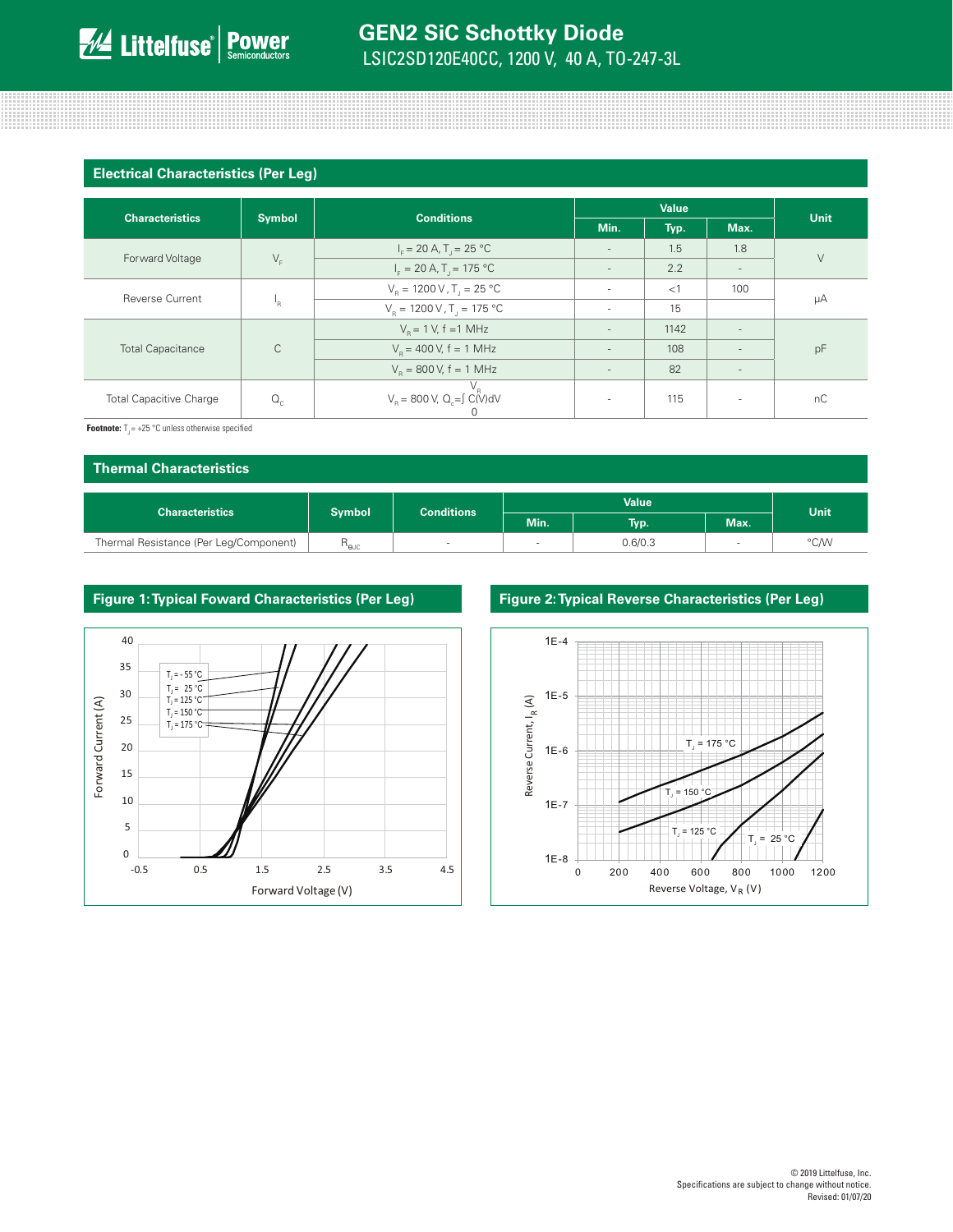# GEN2 SiC Schottky Diode

LSIC2SD120E40CC, 1200 V, 40 A, TO-247-3L

## Electrical Characteristics (Per Leg)

| Characteristics | Symbol | Conditions | Value | | | Unit |
|---|---|---|---|---|---|---|
| | | | Min. | Typ. | Max. | |
| Forward Voltage | $V_F$ | $I_F$ = 20 A, $T_J$ = 25 °C | - | 1.5 | 1.8 | V |
| | | $I_F$ = 20 A, $T_J$ = 175 °C | - | 2.2 | - | |
| Reverse Current | $I_R$ | $V_R$ = 1200 V, $T_J$ = 25 °C | - | <1 | 100 | µA |
| | | $V_R$ = 1200 V, $T_J$ = 175 °C | - | 15 | | |
| Total Capacitance | C | $V_R$ = 1 V, f =1 MHz | - | 1142 | - | pF |
| | | $V_R$ = 400 V, f = 1 MHz | - | 108 | - | |
| | | $V_R$ = 800 V, f = 1 MHz | - | 82 | - | |
| Total Capacitive Charge | $Q_C$ | $V_R$ = 800 V, $Q_c = \int_0^{V_R} C(V)dV$ | - | 115 | - | nC |

**Footnote:** $T_J$ = +25 °C unless otherwise specified

## Thermal Characteristics

| Characteristics | Symbol | Conditions | Value | | | Unit |
|---|---|---|---|---|---|---|
| | | | Min. | Typ. | Max. | |
| Thermal Resistance (Per Leg/Component) | $R_{\theta JC}$ | - | - | 0.6/0.3 | - | °C/W |

## Figure 1: Typical Foward Characteristics (Per Leg)

$T_J$ = - 55 °C
$T_J$ = 25 °C
$T_J$ = 125 °C
$T_J$ = 150 °C
$T_J$ = 175 °C

Forward Current (A)
40
35
30
25
20
15
10
5
0
-0.5
0.5
1.5
2.5
3.5
4.5
Forward Voltage (V)

## Figure 2: Typical Reverse Characteristics (Per Leg)

Reverse Current, $I_R$ (A)
1E-4
1E-5
1E-6
1E-7
1E-8
$T_J$ = 175 °C
$T_J$ = 150 °C
$T_J$ = 125 °C
$T_J$ = 25 °C
0
200
400
600
800
1000
1200
Reverse Voltage, $V_R$ (V)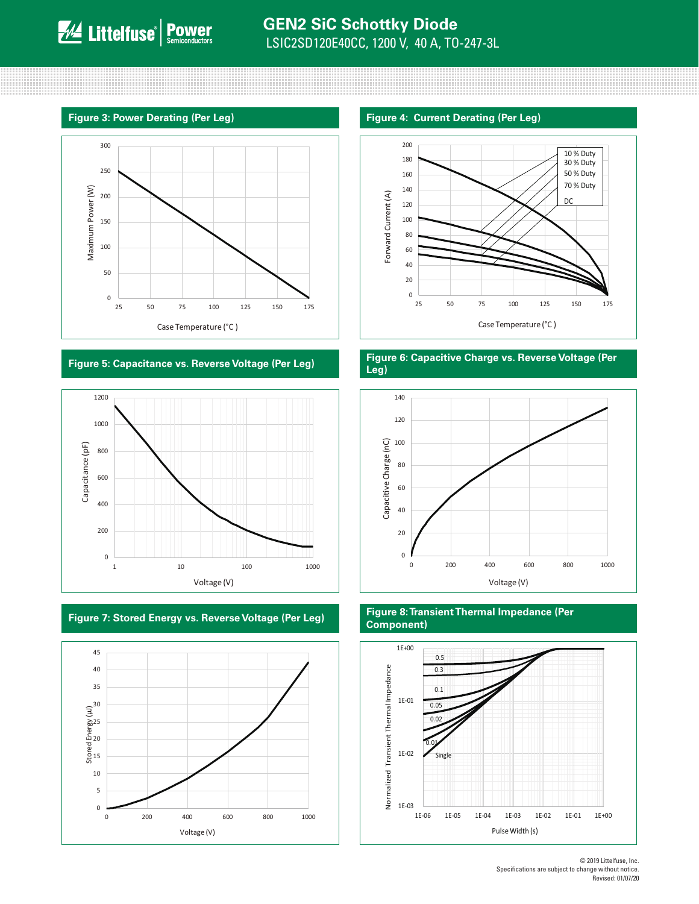## Figure 3: Power Derating (Per Leg)

Maximum Power (W)

300
250
200
150
100
50
0

25 50 75 100 125 150 175

Case Temperature (°C )

## Figure 4: Current Derating (Per Leg)

Forward Current (A)

200
180
160
140
120
100
80
60
40
20
0

25 50 75 100 125 150 175

Case Temperature (°C )

10 % Duty
30 % Duty
50 % Duty
70 % Duty
DC

## Figure 5: Capacitance vs. Reverse Voltage (Per Leg)

Capacitance (pF)

1200
1000
800
600
400
200
0

1 10 100 1000

Voltage (V)

## Figure 6: Capacitive Charge vs. Reverse Voltage (Per Leg)

Capacitive Charge (nC)

140
120
100
80
60
40
20
0

0 200 400 600 800 1000

Voltage (V)

## Figure 7: Stored Energy vs. Reverse Voltage (Per Leg)

Stored Energy (µJ)

45
40
35
30
25
20
15
10
5
0

0 200 400 600 800 1000

Voltage (V)

## Figure 8: Transient Thermal Impedance (Per Component)

Normalized Transient Thermal Impedance

1E+00
1E-01
1E-02
1E-03

0.5
0.3
0.1
0.05
0.02
0.01
Single

1E-06 1E-05 1E-04 1E-03 1E-02 1E-01 1E+00

Pulse Width (s)

© 2019 Littelfuse, Inc.
Specifications are subject to change without notice.
Revised: 01/07/20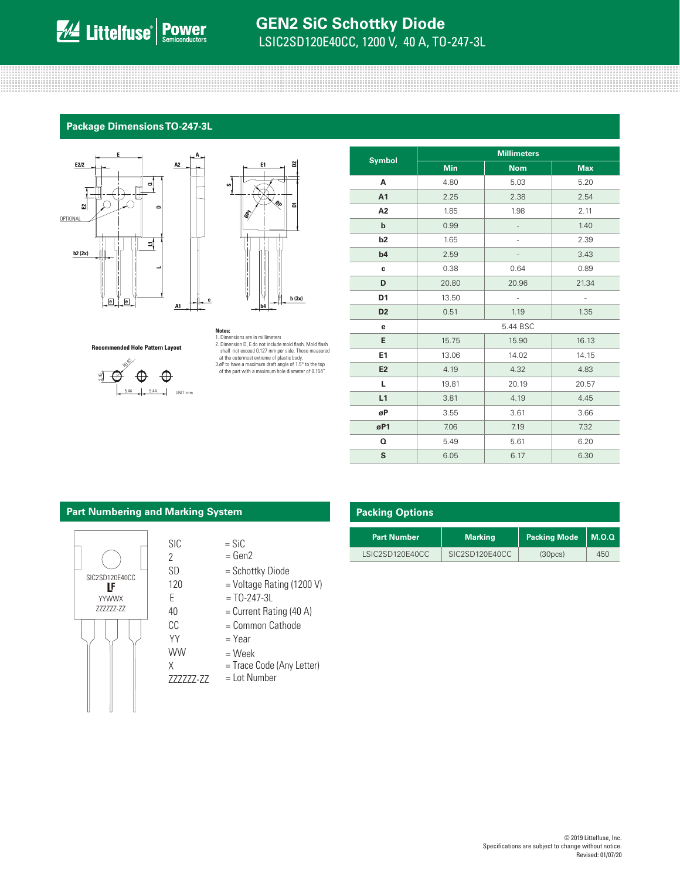## Package Dimensions TO-247-3L

E
E2/2
A
A2
E1
D2
Q
S
E2
D
D1
øP1
øP
OPTIONAL
L1
b2 (2x)
L
e
e
A1
c
b4
b (3x)

Recommended Hole Pattern Layout

R0.02
5.44
5.44
UNIT: mm

**Notes:**
1. Dimensions are in millimeters
2. Dimension D, E do not include mold flash. Mold flash shall not exceed 0.127 mm per side. These measured at the outermost extreme of plastic body.
3.øP to have a maximum draft angle of 1.5° to the top of the part with a maximum hole diameter of 0.154"

| Symbol | Millimeters | | |
|---|---|---|---|
| | Min | Nom | Max |
| A | 4.80 | 5.03 | 5.20 |
| A1 | 2.25 | 2.38 | 2.54 |
| A2 | 1.85 | 1.98 | 2.11 |
| b | 0.99 | - | 1.40 |
| b2 | 1.65 | - | 2.39 |
| b4 | 2.59 | - | 3.43 |
| c | 0.38 | 0.64 | 0.89 |
| D | 20.80 | 20.96 | 21.34 |
| D1 | 13.50 | - | - |
| D2 | 0.51 | 1.19 | 1.35 |
| e | 5.44 BSC | | |
| E | 15.75 | 15.90 | 16.13 |
| E1 | 13.06 | 14.02 | 14.15 |
| E2 | 4.19 | 4.32 | 4.83 |
| L | 19.81 | 20.19 | 20.57 |
| L1 | 3.81 | 4.19 | 4.45 |
| øP | 3.55 | 3.61 | 3.66 |
| øP1 | 7.06 | 7.19 | 7.32 |
| Q | 5.49 | 5.61 | 6.20 |
| S | 6.05 | 6.17 | 6.30 |

## Part Numbering and Marking System

SIC2SD120E40CC
LF
YYWWX
ZZZZZZ-ZZ

| | |
|---|---|
| SIC | = SiC |
| 2 | = Gen2 |
| SD | = Schottky Diode |
| 120 | = Voltage Rating (1200 V) |
| E | = TO-247-3L |
| 40 | = Current Rating (40 A) |
| CC | = Common Cathode |
| YY | = Year |
| WW | = Week |
| X | = Trace Code (Any Letter) |
| ZZZZZZ-ZZ | = Lot Number |

## Packing Options

| Part Number | Marking | Packing Mode | M.O.Q |
|---|---|---|---|
| LSIC2SD120E40CC | SIC2SD120E40CC | (30pcs) | 450 |

© 2019 Littelfuse, Inc.
Specifications are subject to change without notice.
Revised: 01/07/20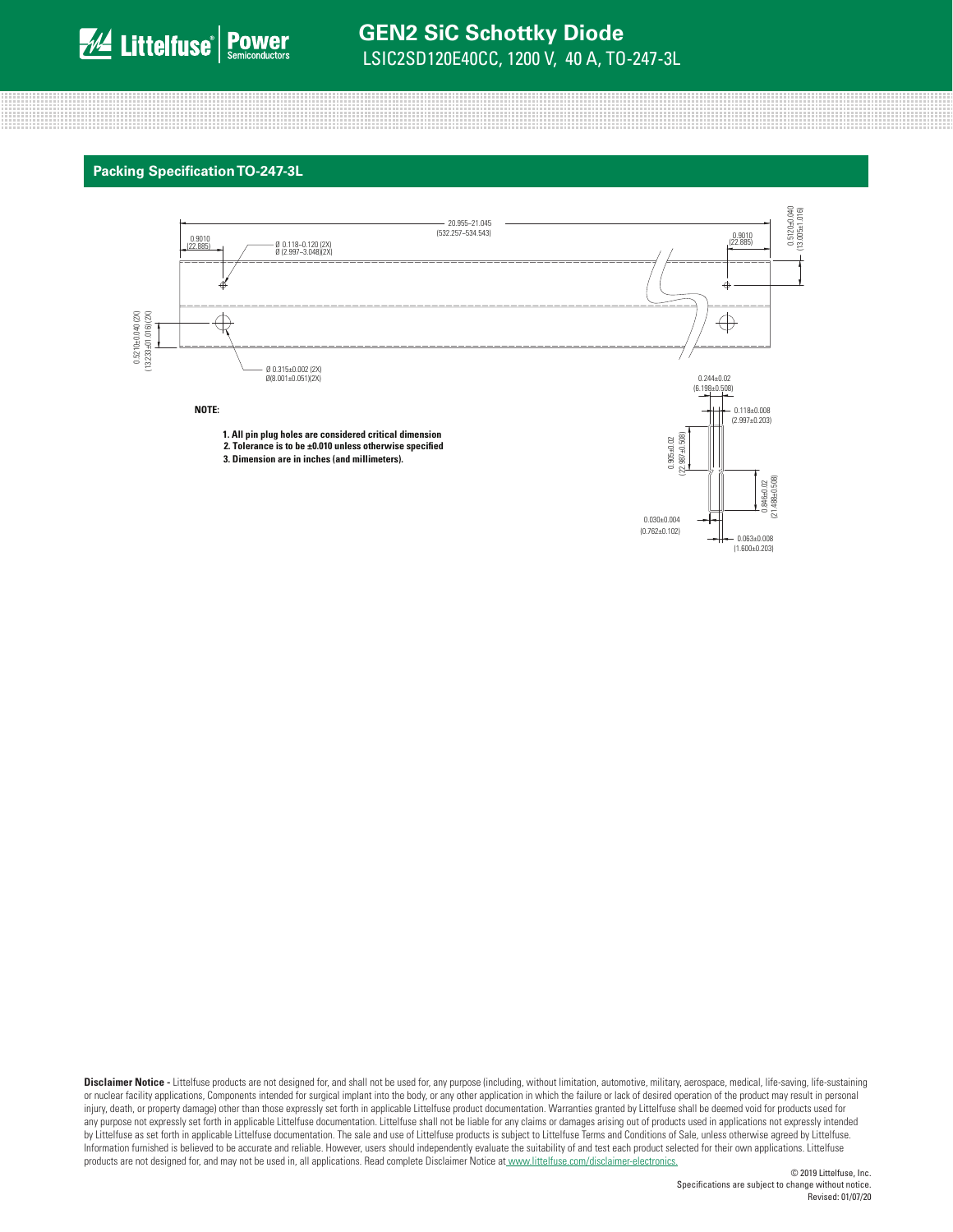## Packing Specification TO-247-3L

20.955–21.045
(532.257–534.543)

0.9010
(22.885)

Ø 0.118–0.120 (2X)
Ø (2.997–3.048)(2X)

0.9010
(22.885)

0.512±0.040
(13.005±1.016)

0.521±0.040 (2X)
(13.233±1.016) (2X)

Ø 0.315±0.002 (2X)
Ø(8.001±0.051)(2X)

0.244±0.02
(6.198±0.508)

0.118±0.008
(2.997±0.203)

0.905±0.02
(22.987±0.508)

0.846±0.02
(21.488±0.508)

0.030±0.004
(0.762±0.102)

0.063±0.008
(1.600±0.203)

**NOTE:**

1. **All pin plug holes are considered critical dimension**
2. **Tolerance is to be ±0.010 unless otherwise specified**
3. **Dimension are in inches (and millimeters).**

**Disclaimer Notice -** Littelfuse products are not designed for, and shall not be used for, any purpose (including, without limitation, automotive, military, aerospace, medical, life-saving, life-sustaining or nuclear facility applications, Components intended for surgical implant into the body, or any other application in which the failure or lack of desired operation of the product may result in personal injury, death, or property damage) other than those expressly set forth in applicable Littelfuse product documentation. Warranties granted by Littelfuse shall be deemed void for products used for any purpose not expressly set forth in applicable Littelfuse documentation. Littelfuse shall not be liable for any claims or damages arising out of products used in applications not expressly intended by Littelfuse as set forth in applicable Littelfuse documentation. The sale and use of Littelfuse products is subject to Littelfuse Terms and Conditions of Sale, unless otherwise agreed by Littelfuse. Information furnished is believed to be accurate and reliable. However, users should independently evaluate the suitability of and test each product selected for their own applications. Littelfuse products are not designed for, and may not be used in, all applications. Read complete Disclaimer Notice at www.littelfuse.com/disclaimer-electronics.

© 2019 Littelfuse, Inc.
Specifications are subject to change without notice.
Revised: 01/07/20